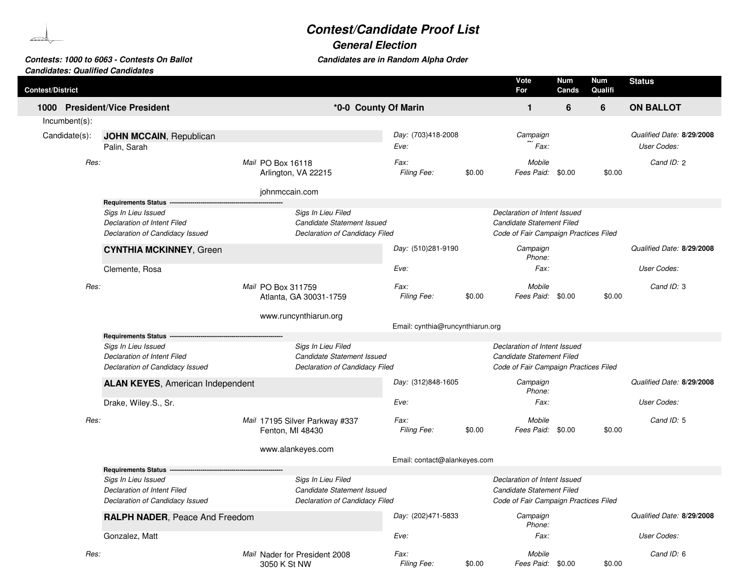# Contest/Candidate Proof List

## General Election

**Contests: 1000 to 6063 - Contests On Ballot**
**Candidates: Qualified Candidates**

*Candidates are in Random Alpha Order*

| Contest/District | | Vote For | Num Cands | Num Qualified | Status |
|---|---|---|---|---|---|
| **1000 President/Vice President** | ***0-0 County Of Marin** | **1** | **6** | **6** | **ON BALLOT** |

Incumbent(s):

Candidate(s):

**JOHN MCCAIN**, Republican
Palin, Sarah

*Day:* (703)418-2008
*Eve:*
*Fax:*
*Campaign Phone:*
*Fax:*
*Mobile*
*Qualified Date:* **8/29/2008**
*User Codes:*
*Cand ID:* 2

*Res:*
*Mail* PO Box 16118
Arlington, VA 22215

johnmccain.com

*Filing Fee:* $0.00 *Fees Paid:* $0.00 $0.00

**Requirements Status**

*Sigs In Lieu Issued*
*Sigs In Lieu Filed*
*Declaration of Intent Issued*
*Declaration of Intent Filed*
*Candidate Statement Issued*
*Candidate Statement Filed*
*Declaration of Candidacy Issued*
*Declaration of Candidacy Filed*
*Code of Fair Campaign Practices Filed*

**CYNTHIA MCKINNEY**, Green
Clemente, Rosa

*Day:* (510)281-9190
*Eve:*
*Fax:*
*Campaign Phone:*
*Fax:*
*Mobile*
*Qualified Date:* **8/29/2008**
*User Codes:*
*Cand ID:* 3

*Res:*
*Mail* PO Box 311759
Atlanta, GA 30031-1759

www.runcynthiarun.org

*Filing Fee:* $0.00 *Fees Paid:* $0.00 $0.00

Email: cynthia@runcynthiarun.org

**Requirements Status**

*Sigs In Lieu Issued*
*Sigs In Lieu Filed*
*Declaration of Intent Issued*
*Declaration of Intent Filed*
*Candidate Statement Issued*
*Candidate Statement Filed*
*Declaration of Candidacy Issued*
*Declaration of Candidacy Filed*
*Code of Fair Campaign Practices Filed*

**ALAN KEYES**, American Independent
Drake, Wiley.S., Sr.

*Day:* (312)848-1605
*Eve:*
*Fax:*
*Campaign Phone:*
*Fax:*
*Mobile*
*Qualified Date:* **8/29/2008**
*User Codes:*
*Cand ID:* 5

*Res:*
*Mail* 17195 Silver Parkway #337
Fenton, MI 48430

www.alankeyes.com

*Filing Fee:* $0.00 *Fees Paid:* $0.00 $0.00

Email: contact@alankeyes.com

**Requirements Status**

*Sigs In Lieu Issued*
*Sigs In Lieu Filed*
*Declaration of Intent Issued*
*Declaration of Intent Filed*
*Candidate Statement Issued*
*Candidate Statement Filed*
*Declaration of Candidacy Issued*
*Declaration of Candidacy Filed*
*Code of Fair Campaign Practices Filed*

**RALPH NADER**, Peace And Freedom
Gonzalez, Matt

*Day:* (202)471-5833
*Eve:*
*Fax:*
*Campaign Phone:*
*Fax:*
*Mobile*
*Qualified Date:* **8/29/2008**
*User Codes:*
*Cand ID:* 6

*Res:*
*Mail* Nader for President 2008
3050 K St NW

*Filing Fee:* $0.00 *Fees Paid:* $0.00 $0.00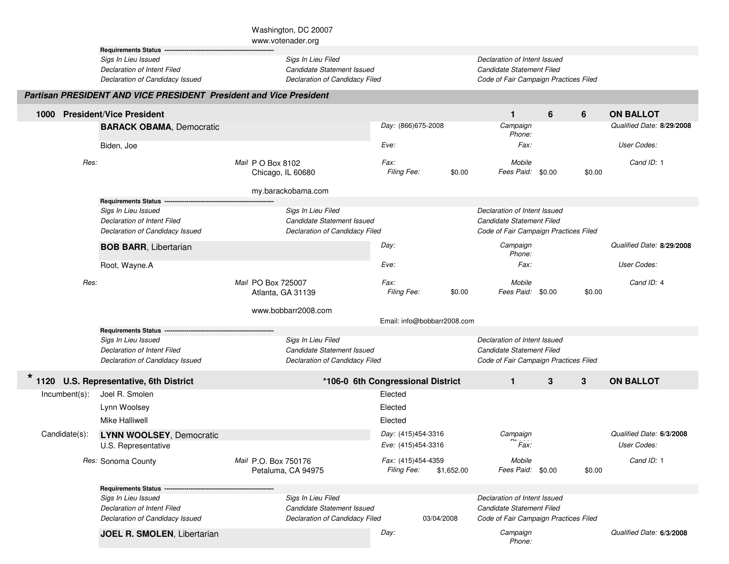Washington, DC 20007
www.votenader.org

**Requirements Status** ---------------------------------------------------

| | | |
|---|---|---|
| *Sigs In Lieu Issued* | *Sigs In Lieu Filed* | *Declaration of Intent Issued* |
| *Declaration of Intent Filed* | *Candidate Statement Issued* | *Candidate Statement Filed* |
| *Declaration of Candidacy Issued* | *Declaration of Candidacy Filed* | *Code of Fair Campaign Practices Filed* |

## *Partisan PRESIDENT AND VICE PRESIDENT President and Vice President*

### 1000 President/Vice President — 1 6 6 ON BALLOT

**BARACK OBAMA**, Democratic
Biden, Joe

*Day:* (866)675-2008
*Eve:*
*Fax:*
*Filing Fee:* $0.00

*Campaign Phone:*
*Fax:*
*Mobile*
*Fees Paid:* $0.00 $0.00

*Qualified Date:* **8/29/2008**
*User Codes:*
*Cand ID:* 1

*Res:*
*Mail* P O Box 8102
Chicago, IL 60680

my.barackobama.com

**Requirements Status** ---------------------------------------------------

| | | |
|---|---|---|
| *Sigs In Lieu Issued* | *Sigs In Lieu Filed* | *Declaration of Intent Issued* |
| *Declaration of Intent Filed* | *Candidate Statement Issued* | *Candidate Statement Filed* |
| *Declaration of Candidacy Issued* | *Declaration of Candidacy Filed* | *Code of Fair Campaign Practices Filed* |

**BOB BARR**, Libertarian
Root, Wayne.A

*Day:*
*Eve:*
*Fax:*
*Filing Fee:* $0.00

*Campaign Phone:*
*Fax:*
*Mobile*
*Fees Paid:* $0.00 $0.00

*Qualified Date:* **8/29/2008**
*User Codes:*
*Cand ID:* 4

*Res:*
*Mail* PO Box 725007
Atlanta, GA 31139

www.bobbarr2008.com

Email: info@bobbarr2008.com

**Requirements Status** ---------------------------------------------------

| | | |
|---|---|---|
| *Sigs In Lieu Issued* | *Sigs In Lieu Filed* | *Declaration of Intent Issued* |
| *Declaration of Intent Filed* | *Candidate Statement Issued* | *Candidate Statement Filed* |
| *Declaration of Candidacy Issued* | *Declaration of Candidacy Filed* | *Code of Fair Campaign Practices Filed* |

### * 1120 U.S. Representative, 6th District — *106-0 6th Congressional District — 1 3 3 ON BALLOT

Incumbent(s):

| | |
|---|---|
| Joel R. Smolen | Elected |
| Lynn Woolsey | Elected |
| Mike Halliwell | Elected |

Candidate(s):

**LYNN WOOLSEY**, Democratic
U.S. Representative

*Day:* (415)454-3316
*Eve:* (415)454-3316
*Fax:* (415)454-4359
*Filing Fee:* $1,652.00

*Campaign Phone:*
*Fax:*
*Mobile*
*Fees Paid:* $0.00 $0.00

*Qualified Date:* **6/3/2008**
*User Codes:*
*Cand ID:* 1

*Res:* Sonoma County
*Mail* P.O. Box 750176
Petaluma, CA 94975

**Requirements Status** ---------------------------------------------------

| | | |
|---|---|---|
| *Sigs In Lieu Issued* | *Sigs In Lieu Filed* | *Declaration of Intent Issued* |
| *Declaration of Intent Filed* | *Candidate Statement Issued* | *Candidate Statement Filed* |
| *Declaration of Candidacy Issued* | *Declaration of Candidacy Filed* 03/04/2008 | *Code of Fair Campaign Practices Filed* |

**JOEL R. SMOLEN**, Libertarian

*Day:*
*Campaign Phone:*
*Qualified Date:* **6/3/2008**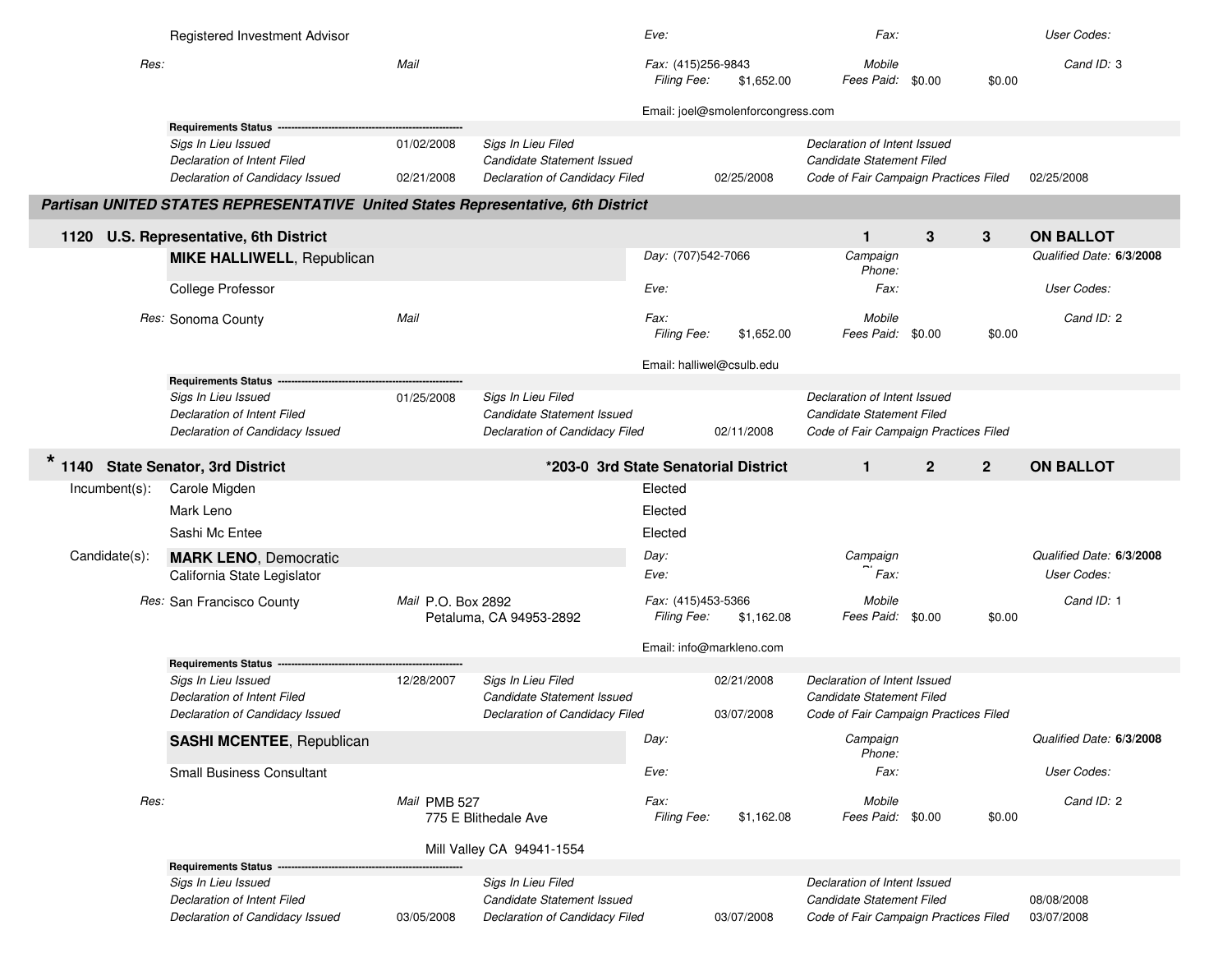Registered Investment Advisor | Eve: | Fax: | User Codes:

*Res:* | *Mail* | *Fax:* (415)256-9843 | *Filing Fee:* $1,652.00 | *Mobile* | *Fees Paid:* $0.00 | $0.00 | *Cand ID:* 3

Email: joel@smolenforcongress.com

**Requirements Status** -------------------------------------------------------

| | | | | | |
|---|---|---|---|---|---|
| *Sigs In Lieu Issued* | | *Sigs In Lieu Filed* | | *Declaration of Intent Issued* | |
| *Declaration of Intent Filed* | 01/02/2008 | *Candidate Statement Issued* | | *Candidate Statement Filed* | |
| *Declaration of Candidacy Issued* | 02/21/2008 | *Declaration of Candidacy Filed* | 02/25/2008 | *Code of Fair Campaign Practices Filed* | 02/25/2008 |

## *Partisan UNITED STATES REPRESENTATIVE United States Representative, 6th District*

### 1120 U.S. Representative, 6th District — 1 | 3 | 3 | ON BALLOT

**MIKE HALLIWELL**, Republican | *Day:* (707)542-7066 | *Campaign Phone:* | *Qualified Date:* **6/3/2008**

College Professor | *Eve:* | *Fax:* | *User Codes:*

*Res:* Sonoma County | *Mail* | *Fax:* | *Filing Fee:* $1,652.00 | *Mobile* | *Fees Paid:* $0.00 | $0.00 | *Cand ID:* 2

Email: halliwel@csulb.edu

**Requirements Status** -------------------------------------------------------

| | | | | | |
|---|---|---|---|---|---|
| *Sigs In Lieu Issued* | 01/25/2008 | *Sigs In Lieu Filed* | | *Declaration of Intent Issued* | |
| *Declaration of Intent Filed* | | *Candidate Statement Issued* | | *Candidate Statement Filed* | |
| *Declaration of Candidacy Issued* | | *Declaration of Candidacy Filed* | 02/11/2008 | *Code of Fair Campaign Practices Filed* | |

### * 1140 State Senator, 3rd District — *203-0 3rd State Senatorial District — 1 | 2 | 2 | ON BALLOT

Incumbent(s):

| | |
|---|---|
| Carole Migden | Elected |
| Mark Leno | Elected |
| Sashi Mc Entee | Elected |

Candidate(s):

**MARK LENO**, Democratic | *Day:* | *Campaign Phone:* | *Qualified Date:* **6/3/2008**

California State Legislator | *Eve:* | *Fax:* | *User Codes:*

*Res:* San Francisco County | *Mail* P.O. Box 2892, Petaluma, CA 94953-2892 | *Fax:* (415)453-5366 | *Filing Fee:* $1,162.08 | *Mobile* | *Fees Paid:* $0.00 | $0.00 | *Cand ID:* 1

Email: info@markleno.com

**Requirements Status** -------------------------------------------------------

| | | | | | |
|---|---|---|---|---|---|
| *Sigs In Lieu Issued* | 12/28/2007 | *Sigs In Lieu Filed* | 02/21/2008 | *Declaration of Intent Issued* | |
| *Declaration of Intent Filed* | | *Candidate Statement Issued* | | *Candidate Statement Filed* | |
| *Declaration of Candidacy Issued* | | *Declaration of Candidacy Filed* | 03/07/2008 | *Code of Fair Campaign Practices Filed* | |

**SASHI MCENTEE**, Republican | *Day:* | *Campaign Phone:* | *Qualified Date:* **6/3/2008**

Small Business Consultant | *Eve:* | *Fax:* | *User Codes:*

*Res:* | *Mail* PMB 527, 775 E Blithedale Ave, Mill Valley CA 94941-1554 | *Fax:* | *Filing Fee:* $1,162.08 | *Mobile* | *Fees Paid:* $0.00 | $0.00 | *Cand ID:* 2

**Requirements Status** -------------------------------------------------------

| | | | | | |
|---|---|---|---|---|---|
| *Sigs In Lieu Issued* | | *Sigs In Lieu Filed* | | *Declaration of Intent Issued* | |
| *Declaration of Intent Filed* | | *Candidate Statement Issued* | | *Candidate Statement Filed* | 08/08/2008 |
| *Declaration of Candidacy Issued* | 03/05/2008 | *Declaration of Candidacy Filed* | 03/07/2008 | *Code of Fair Campaign Practices Filed* | 03/07/2008 |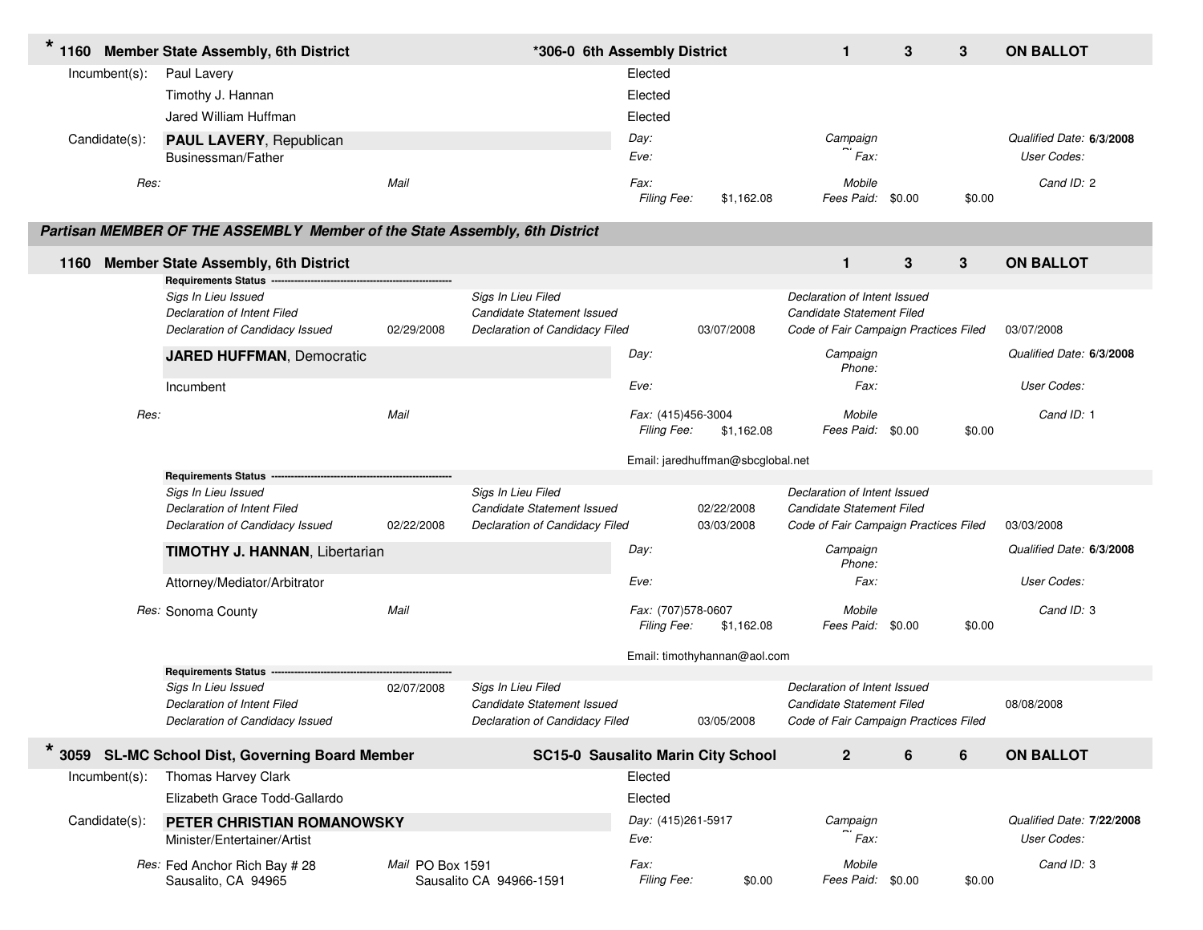**\* 1160 Member State Assembly, 6th District** | **\*306-0 6th Assembly District** | **1** | **3** | **3** | **ON BALLOT**

Incumbent(s):
- Paul Lavery — Elected
- Timothy J. Hannan — Elected
- Jared William Huffman — Elected

Candidate(s): **PAUL LAVERY**, Republican
Businessman/Father

*Day:* | *Campaign Phone:* | *Qualified Date:* **6/3/2008**
*Eve:* | *Fax:* | *User Codes:*

*Res:* | *Mail* | *Fax:* | *Mobile* | *Cand ID:* 2
*Filing Fee:* $1,162.08 | *Fees Paid:* $0.00 | $0.00

## *Partisan MEMBER OF THE ASSEMBLY Member of the State Assembly, 6th District*

**1160 Member State Assembly, 6th District** | **1** | **3** | **3** | **ON BALLOT**

**Requirements Status**

| | | | | | |
|---|---|---|---|---|---|
| *Sigs In Lieu Issued* | | *Sigs In Lieu Filed* | | *Declaration of Intent Issued* | |
| *Declaration of Intent Filed* | | *Candidate Statement Issued* | | *Candidate Statement Filed* | |
| *Declaration of Candidacy Issued* | 02/29/2008 | *Declaration of Candidacy Filed* | 03/07/2008 | *Code of Fair Campaign Practices Filed* | 03/07/2008 |

**JARED HUFFMAN**, Democratic
Incumbent

*Day:* | *Campaign Phone:* | *Qualified Date:* **6/3/2008**
*Eve:* | *Fax:* | *User Codes:*

*Res:* | *Mail* | *Fax:* (415)456-3004 | *Mobile* | *Cand ID:* 1
*Filing Fee:* $1,162.08 | *Fees Paid:* $0.00 | $0.00

Email: jaredhuffman@sbcglobal.net

**Requirements Status**

| | | | | | |
|---|---|---|---|---|---|
| *Sigs In Lieu Issued* | | *Sigs In Lieu Filed* | | *Declaration of Intent Issued* | |
| *Declaration of Intent Filed* | | *Candidate Statement Issued* | 02/22/2008 | *Candidate Statement Filed* | |
| *Declaration of Candidacy Issued* | 02/22/2008 | *Declaration of Candidacy Filed* | 03/03/2008 | *Code of Fair Campaign Practices Filed* | 03/03/2008 |

**TIMOTHY J. HANNAN**, Libertarian
Attorney/Mediator/Arbitrator

*Day:* | *Campaign Phone:* | *Qualified Date:* **6/3/2008**
*Eve:* | *Fax:* | *User Codes:*

*Res:* Sonoma County | *Mail* | *Fax:* (707)578-0607 | *Mobile* | *Cand ID:* 3
*Filing Fee:* $1,162.08 | *Fees Paid:* $0.00 | $0.00

Email: timothyhannan@aol.com

**Requirements Status**

| | | | | | |
|---|---|---|---|---|---|
| *Sigs In Lieu Issued* | 02/07/2008 | *Sigs In Lieu Filed* | | *Declaration of Intent Issued* | |
| *Declaration of Intent Filed* | | *Candidate Statement Issued* | | *Candidate Statement Filed* | 08/08/2008 |
| *Declaration of Candidacy Issued* | | *Declaration of Candidacy Filed* | 03/05/2008 | *Code of Fair Campaign Practices Filed* | |

**\* 3059 SL-MC School Dist, Governing Board Member** | **SC15-0 Sausalito Marin City School** | **2** | **6** | **6** | **ON BALLOT**

Incumbent(s):
- Thomas Harvey Clark — Elected
- Elizabeth Grace Todd-Gallardo — Elected

Candidate(s): **PETER CHRISTIAN ROMANOWSKY**
Minister/Entertainer/Artist

*Day:* (415)261-5917 | *Campaign Phone:* | *Qualified Date:* **7/22/2008**
*Eve:* | *Fax:* | *User Codes:*

*Res:* Fed Anchor Rich Bay # 28, Sausalito, CA 94965 | *Mail* PO Box 1591, Sausalito CA 94966-1591 | *Fax:* | *Mobile* | *Cand ID:* 3
*Filing Fee:* $0.00 | *Fees Paid:* $0.00 | $0.00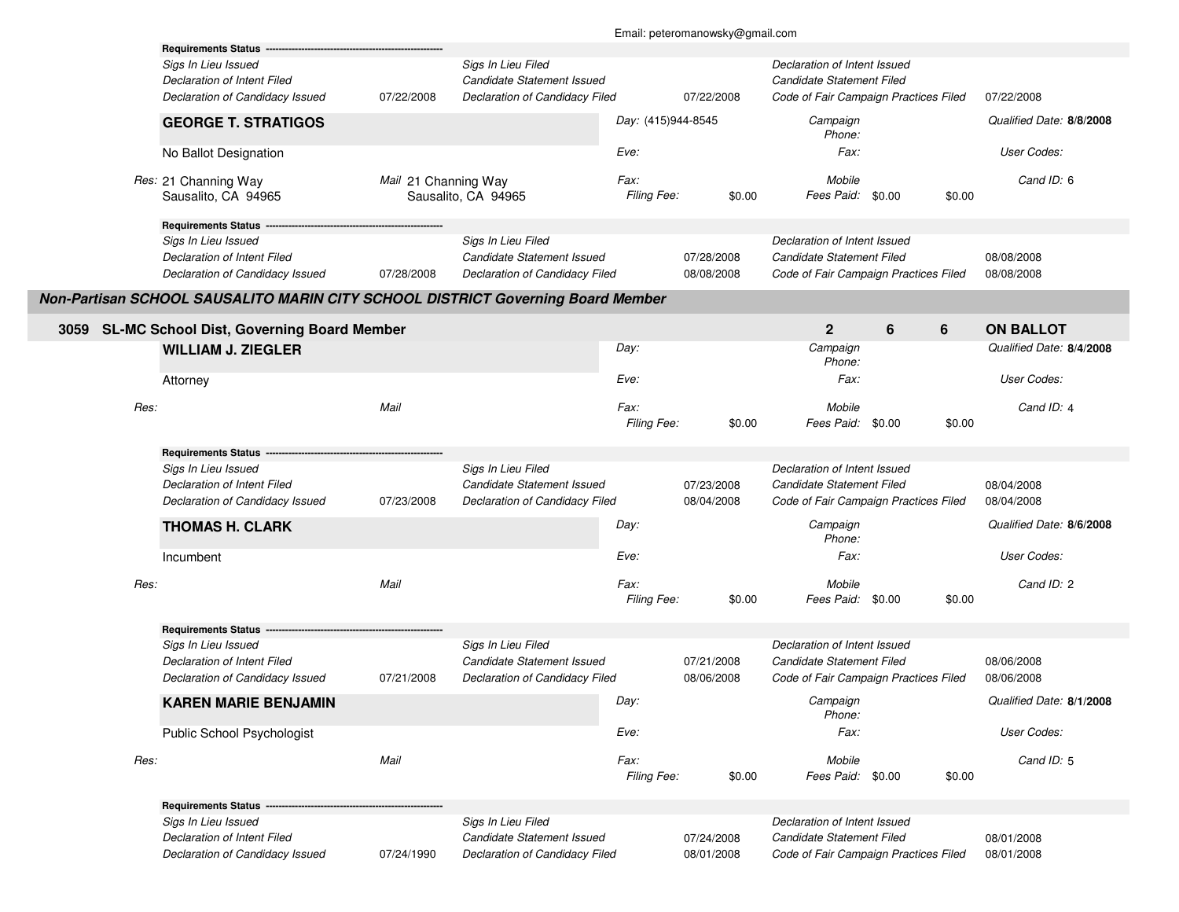Email: peteromanowsky@gmail.com

**Requirements Status**

| | | | | | |
|---|---|---|---|---|---|
| *Sigs In Lieu Issued* | | *Sigs In Lieu Filed* | | *Declaration of Intent Issued* | |
| *Declaration of Intent Filed* | | *Candidate Statement Issued* | | *Candidate Statement Filed* | |
| *Declaration of Candidacy Issued* | 07/22/2008 | *Declaration of Candidacy Filed* | 07/22/2008 | *Code of Fair Campaign Practices Filed* | 07/22/2008 |

**GEORGE T. STRATIGOS**

No Ballot Designation

*Res:* 21 Channing Way, Sausalito, CA 94965
*Mail* 21 Channing Way, Sausalito, CA 94965

*Day:* (415)944-8545
*Eve:*
*Fax:*
*Filing Fee:* $0.00

*Campaign Phone:*
*Fax:*
*Mobile*
*Fees Paid:* $0.00 $0.00

*Qualified Date:* **8/8/2008**
*User Codes:*
*Cand ID:* 6

**Requirements Status**

| | | | | | |
|---|---|---|---|---|---|
| *Sigs In Lieu Issued* | | *Sigs In Lieu Filed* | | *Declaration of Intent Issued* | |
| *Declaration of Intent Filed* | | *Candidate Statement Issued* | 07/28/2008 | *Candidate Statement Filed* | 08/08/2008 |
| *Declaration of Candidacy Issued* | 07/28/2008 | *Declaration of Candidacy Filed* | 08/08/2008 | *Code of Fair Campaign Practices Filed* | 08/08/2008 |

## *Non-Partisan SCHOOL SAUSALITO MARIN CITY SCHOOL DISTRICT Governing Board Member*

### 3059 SL-MC School Dist, Governing Board Member — 2 — 6 — 6 — ON BALLOT

**WILLIAM J. ZIEGLER**

Attorney

*Res:*
*Mail*

*Day:*
*Eve:*
*Fax:*
*Filing Fee:* $0.00

*Campaign Phone:*
*Fax:*
*Mobile*
*Fees Paid:* $0.00 $0.00

*Qualified Date:* **8/4/2008**
*User Codes:*
*Cand ID:* 4

**Requirements Status**

| | | | | | |
|---|---|---|---|---|---|
| *Sigs In Lieu Issued* | | *Sigs In Lieu Filed* | | *Declaration of Intent Issued* | |
| *Declaration of Intent Filed* | | *Candidate Statement Issued* | 07/23/2008 | *Candidate Statement Filed* | 08/04/2008 |
| *Declaration of Candidacy Issued* | 07/23/2008 | *Declaration of Candidacy Filed* | 08/04/2008 | *Code of Fair Campaign Practices Filed* | 08/04/2008 |

**THOMAS H. CLARK**

Incumbent

*Res:*
*Mail*

*Day:*
*Eve:*
*Fax:*
*Filing Fee:* $0.00

*Campaign Phone:*
*Fax:*
*Mobile*
*Fees Paid:* $0.00 $0.00

*Qualified Date:* **8/6/2008**
*User Codes:*
*Cand ID:* 2

**Requirements Status**

| | | | | | |
|---|---|---|---|---|---|
| *Sigs In Lieu Issued* | | *Sigs In Lieu Filed* | | *Declaration of Intent Issued* | |
| *Declaration of Intent Filed* | | *Candidate Statement Issued* | 07/21/2008 | *Candidate Statement Filed* | 08/06/2008 |
| *Declaration of Candidacy Issued* | 07/21/2008 | *Declaration of Candidacy Filed* | 08/06/2008 | *Code of Fair Campaign Practices Filed* | 08/06/2008 |

**KAREN MARIE BENJAMIN**

Public School Psychologist

*Res:*
*Mail*

*Day:*
*Eve:*
*Fax:*
*Filing Fee:* $0.00

*Campaign Phone:*
*Fax:*
*Mobile*
*Fees Paid:* $0.00 $0.00

*Qualified Date:* **8/1/2008**
*User Codes:*
*Cand ID:* 5

**Requirements Status**

| | | | | | |
|---|---|---|---|---|---|
| *Sigs In Lieu Issued* | | *Sigs In Lieu Filed* | | *Declaration of Intent Issued* | |
| *Declaration of Intent Filed* | | *Candidate Statement Issued* | 07/24/2008 | *Candidate Statement Filed* | 08/01/2008 |
| *Declaration of Candidacy Issued* | 07/24/1990 | *Declaration of Candidacy Filed* | 08/01/2008 | *Code of Fair Campaign Practices Filed* | 08/01/2008 |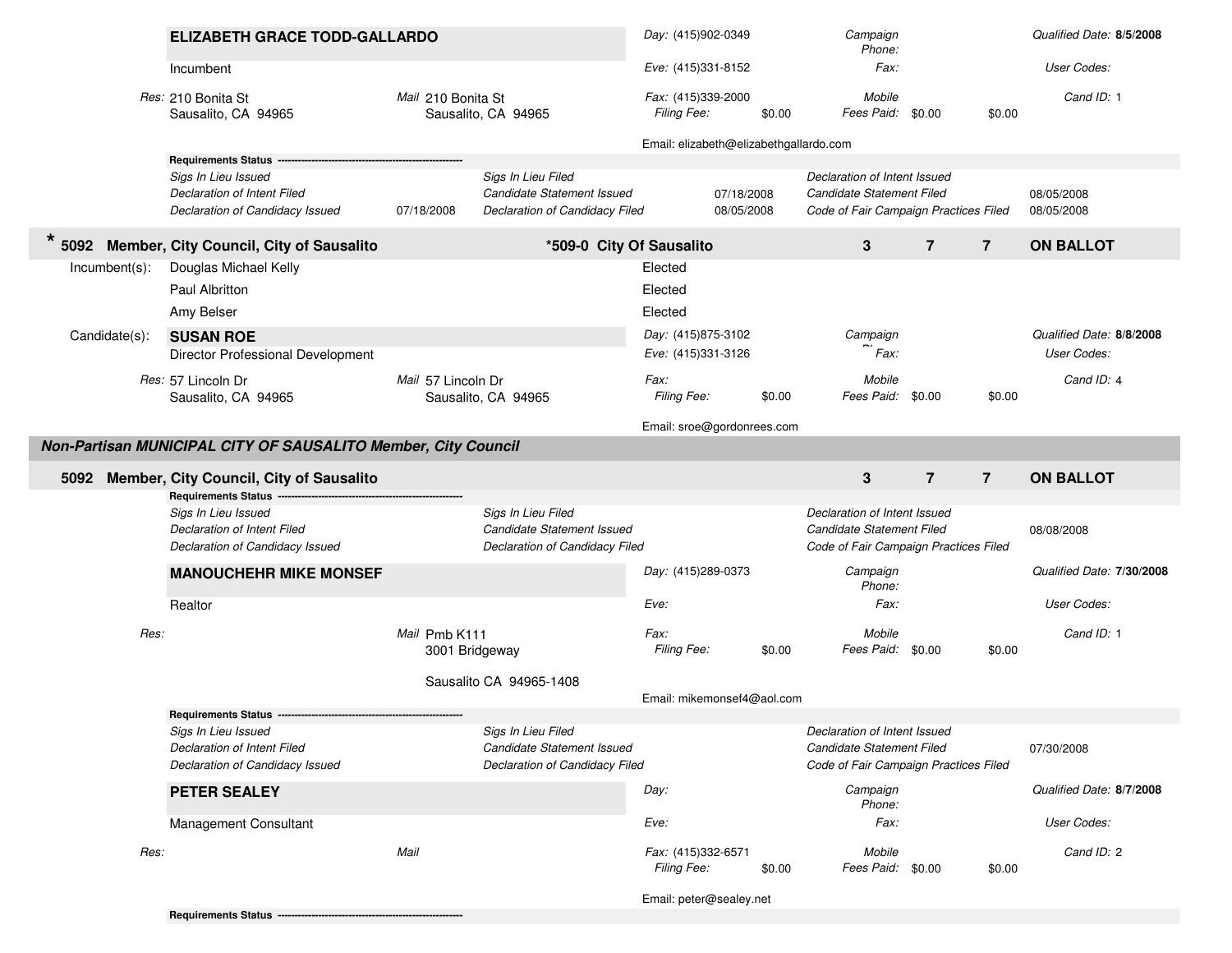**ELIZABETH GRACE TODD-GALLARDO**

Incumbent

*Res:* 210 Bonita St
Sausalito, CA 94965

*Mail* 210 Bonita St
Sausalito, CA 94965

*Day:* (415)902-0349
*Eve:* (415)331-8152
*Fax:* (415)339-2000
*Filing Fee:* $0.00

*Campaign Phone:*
*Fax:*
*Mobile*
*Fees Paid:* $0.00 $0.00

*Qualified Date:* **8/5/2008**
*User Codes:*
*Cand ID:* 1

Email: elizabeth@elizabethgallardo.com

**Requirements Status** ------------------------------------------------------

| | | | | | |
|---|---|---|---|---|---|
| *Sigs In Lieu Issued* | | *Sigs In Lieu Filed* | | *Declaration of Intent Issued* | |
| *Declaration of Intent Filed* | | *Candidate Statement Issued* | 07/18/2008 | *Candidate Statement Filed* | 08/05/2008 |
| *Declaration of Candidacy Issued* | 07/18/2008 | *Declaration of Candidacy Filed* | 08/05/2008 | *Code of Fair Campaign Practices Filed* | 08/05/2008 |

**\* 5092 Member, City Council, City of Sausalito** **\*509-0 City Of Sausalito** **3** **7** **7** **ON BALLOT**

Incumbent(s):

| | |
|---|---|
| Douglas Michael Kelly | Elected |
| Paul Albritton | Elected |
| Amy Belser | Elected |

Candidate(s):

**SUSAN ROE**

Director Professional Development

*Res:* 57 Lincoln Dr
Sausalito, CA 94965

*Mail* 57 Lincoln Dr
Sausalito, CA 94965

*Day:* (415)875-3102
*Eve:* (415)331-3126
*Fax:*
*Filing Fee:* $0.00

*Campaign Phone:*
*Fax:*
*Mobile*
*Fees Paid:* $0.00 $0.00

*Qualified Date:* **8/8/2008**
*User Codes:*
*Cand ID:* 4

Email: sroe@gordonrees.com

## *Non-Partisan MUNICIPAL CITY OF SAUSALITO Member, City Council*

**5092 Member, City Council, City of Sausalito** **3** **7** **7** **ON BALLOT**

**Requirements Status** ------------------------------------------------------

| | | | | | |
|---|---|---|---|---|---|
| *Sigs In Lieu Issued* | | *Sigs In Lieu Filed* | | *Declaration of Intent Issued* | |
| *Declaration of Intent Filed* | | *Candidate Statement Issued* | | *Candidate Statement Filed* | 08/08/2008 |
| *Declaration of Candidacy Issued* | | *Declaration of Candidacy Filed* | | *Code of Fair Campaign Practices Filed* | |

**MANOUCHEHR MIKE MONSEF**

Realtor

*Res:*

*Mail* Pmb K111
3001 Bridgeway

Sausalito CA 94965-1408

*Day:* (415)289-0373
*Eve:*
*Fax:*
*Filing Fee:* $0.00

*Campaign Phone:*
*Fax:*
*Mobile*
*Fees Paid:* $0.00 $0.00

*Qualified Date:* **7/30/2008**
*User Codes:*
*Cand ID:* 1

Email: mikemonsef4@aol.com

**Requirements Status** ------------------------------------------------------

| | | | | | |
|---|---|---|---|---|---|
| *Sigs In Lieu Issued* | | *Sigs In Lieu Filed* | | *Declaration of Intent Issued* | |
| *Declaration of Intent Filed* | | *Candidate Statement Issued* | | *Candidate Statement Filed* | 07/30/2008 |
| *Declaration of Candidacy Issued* | | *Declaration of Candidacy Filed* | | *Code of Fair Campaign Practices Filed* | |

**PETER SEALEY**

Management Consultant

*Res:*

*Mail*

*Day:*
*Eve:*
*Fax:* (415)332-6571
*Filing Fee:* $0.00

*Campaign Phone:*
*Fax:*
*Mobile*
*Fees Paid:* $0.00 $0.00

*Qualified Date:* **8/7/2008**
*User Codes:*
*Cand ID:* 2

Email: peter@sealey.net

**Requirements Status** ------------------------------------------------------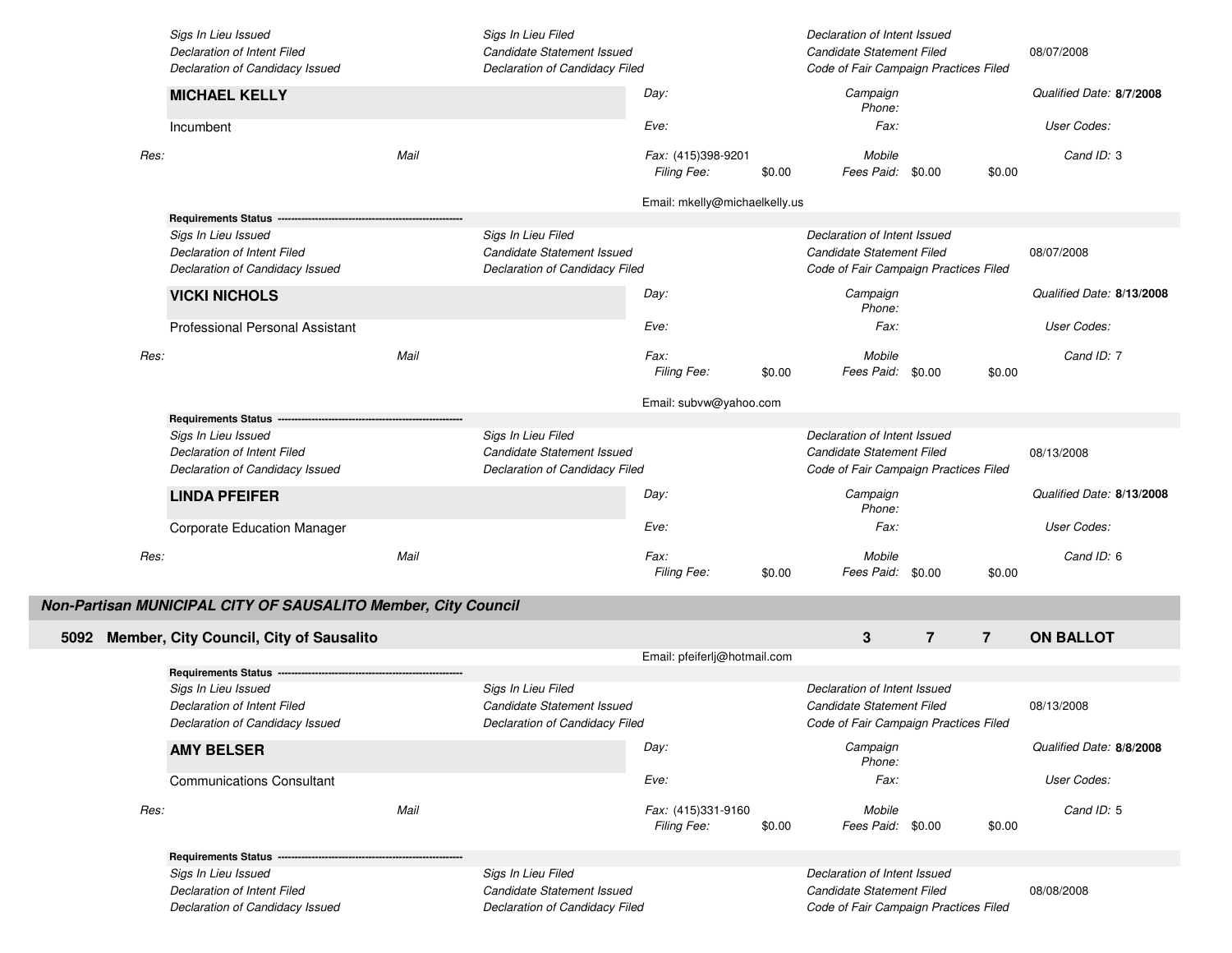*Sigs In Lieu Issued* | *Sigs In Lieu Filed* | *Declaration of Intent Issued*
*Declaration of Intent Filed* | *Candidate Statement Issued* | *Candidate Statement Filed* 08/07/2008
*Declaration of Candidacy Issued* | *Declaration of Candidacy Filed* | *Code of Fair Campaign Practices Filed*

**MICHAEL KELLY**

Incumbent

*Day:* *Campaign Phone:* *Qualified Date:* **8/7/2008**
*Eve:* *Fax:* *User Codes:*

*Res:* *Mail* *Fax:* (415)398-9201 *Mobile* *Cand ID:* 3
*Filing Fee:* $0.00 *Fees Paid:* $0.00 $0.00

Email: mkelly@michaelkelly.us

**Requirements Status** ----------------------------------------------------

*Sigs In Lieu Issued* | *Sigs In Lieu Filed* | *Declaration of Intent Issued*
*Declaration of Intent Filed* | *Candidate Statement Issued* | *Candidate Statement Filed* 08/07/2008
*Declaration of Candidacy Issued* | *Declaration of Candidacy Filed* | *Code of Fair Campaign Practices Filed*

**VICKI NICHOLS**

Professional Personal Assistant

*Day:* *Campaign Phone:* *Qualified Date:* **8/13/2008**
*Eve:* *Fax:* *User Codes:*

*Res:* *Mail* *Fax:* *Mobile* *Cand ID:* 7
*Filing Fee:* $0.00 *Fees Paid:* $0.00 $0.00

Email: subvw@yahoo.com

**Requirements Status** ----------------------------------------------------

*Sigs In Lieu Issued* | *Sigs In Lieu Filed* | *Declaration of Intent Issued*
*Declaration of Intent Filed* | *Candidate Statement Issued* | *Candidate Statement Filed* 08/13/2008
*Declaration of Candidacy Issued* | *Declaration of Candidacy Filed* | *Code of Fair Campaign Practices Filed*

**LINDA PFEIFER**

Corporate Education Manager

*Day:* *Campaign Phone:* *Qualified Date:* **8/13/2008**
*Eve:* *Fax:* *User Codes:*

*Res:* *Mail* *Fax:* *Mobile* *Cand ID:* 6
*Filing Fee:* $0.00 *Fees Paid:* $0.00 $0.00

## *Non-Partisan MUNICIPAL CITY OF SAUSALITO Member, City Council*

### 5092 Member, City Council, City of Sausalito — 3 — 7 — 7 — ON BALLOT

Email: pfeiferlj@hotmail.com

**Requirements Status** ----------------------------------------------------

*Sigs In Lieu Issued* | *Sigs In Lieu Filed* | *Declaration of Intent Issued*
*Declaration of Intent Filed* | *Candidate Statement Issued* | *Candidate Statement Filed* 08/13/2008
*Declaration of Candidacy Issued* | *Declaration of Candidacy Filed* | *Code of Fair Campaign Practices Filed*

**AMY BELSER**

Communications Consultant

*Day:* *Campaign Phone:* *Qualified Date:* **8/8/2008**
*Eve:* *Fax:* *User Codes:*

*Res:* *Mail* *Fax:* (415)331-9160 *Mobile* *Cand ID:* 5
*Filing Fee:* $0.00 *Fees Paid:* $0.00 $0.00

**Requirements Status** ----------------------------------------------------

*Sigs In Lieu Issued* | *Sigs In Lieu Filed* | *Declaration of Intent Issued*
*Declaration of Intent Filed* | *Candidate Statement Issued* | *Candidate Statement Filed* 08/08/2008
*Declaration of Candidacy Issued* | *Declaration of Candidacy Filed* | *Code of Fair Campaign Practices Filed*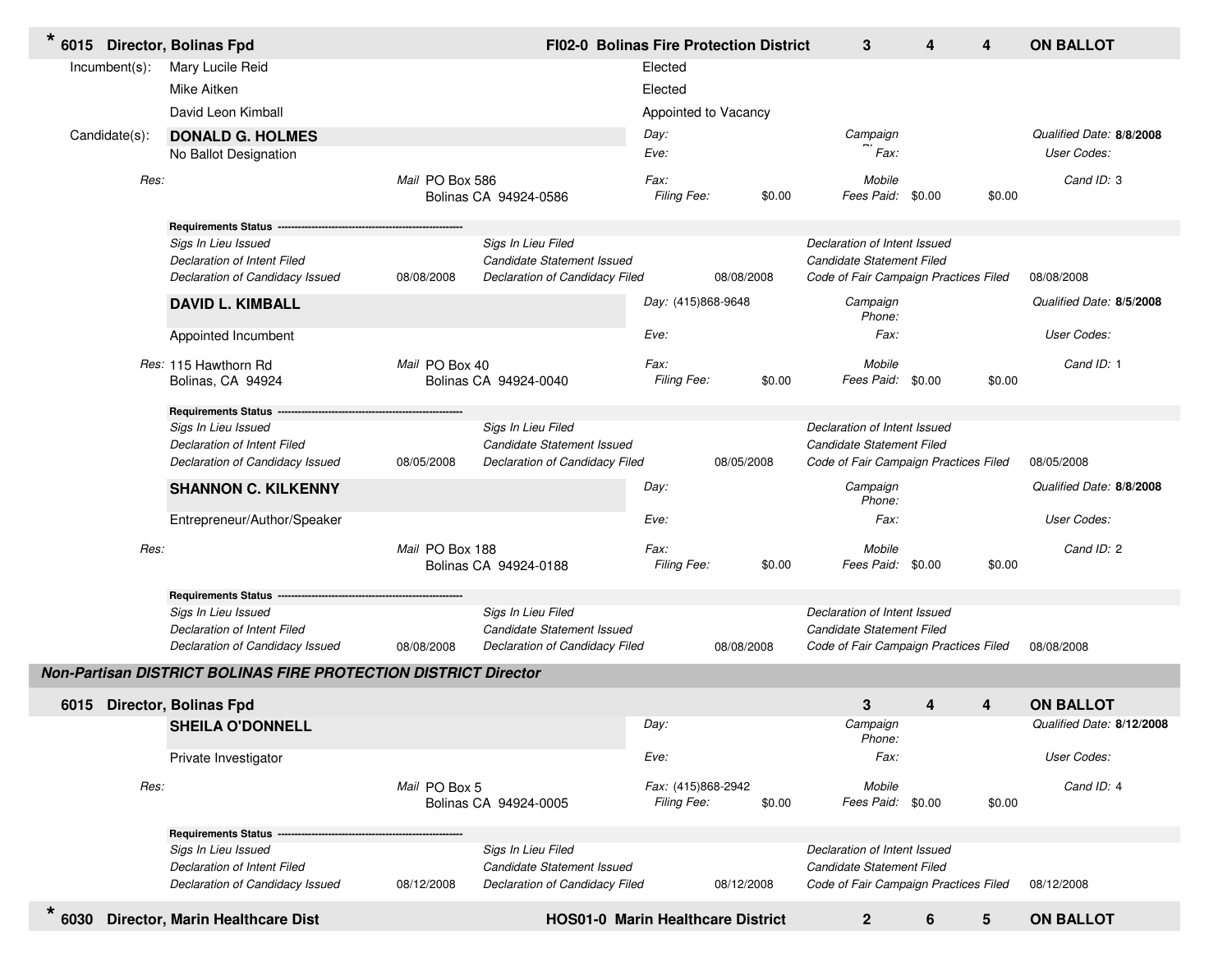**\* 6015 Director, Bolinas Fpd** — **FI02-0 Bolinas Fire Protection District** — **3** — **4** — **4** — **ON BALLOT**

Incumbent(s):

| Name | Status |
|---|---|
| Mary Lucile Reid | Elected |
| Mike Aitken | Elected |
| David Leon Kimball | Appointed to Vacancy |

Candidate(s):

**DONALD G. HOLMES**
No Ballot Designation

*Day:* | *Eve:* | *Campaign Phone:* | *Fax:* | *Qualified Date:* **8/8/2008** | *User Codes:*

*Res:* | *Mail* PO Box 586, Bolinas CA 94924-0586 | *Fax:* | *Filing Fee:* $0.00 | *Mobile* | *Fees Paid:* $0.00 $0.00 | *Cand ID:* 3

**Requirements Status**

| | | | | | |
|---|---|---|---|---|---|
| *Sigs In Lieu Issued* | | *Sigs In Lieu Filed* | | *Declaration of Intent Issued* | |
| *Declaration of Intent Filed* | | *Candidate Statement Issued* | | *Candidate Statement Filed* | |
| *Declaration of Candidacy Issued* | 08/08/2008 | *Declaration of Candidacy Filed* | 08/08/2008 | *Code of Fair Campaign Practices Filed* | 08/08/2008 |

**DAVID L. KIMBALL**
Appointed Incumbent

*Day:* (415)868-9648 | *Eve:* | *Campaign Phone:* | *Fax:* | *Qualified Date:* **8/5/2008** | *User Codes:*

*Res:* 115 Hawthorn Rd, Bolinas, CA 94924 | *Mail* PO Box 40, Bolinas CA 94924-0040 | *Fax:* | *Filing Fee:* $0.00 | *Mobile* | *Fees Paid:* $0.00 $0.00 | *Cand ID:* 1

**Requirements Status**

| | | | | | |
|---|---|---|---|---|---|
| *Sigs In Lieu Issued* | | *Sigs In Lieu Filed* | | *Declaration of Intent Issued* | |
| *Declaration of Intent Filed* | | *Candidate Statement Issued* | | *Candidate Statement Filed* | |
| *Declaration of Candidacy Issued* | 08/05/2008 | *Declaration of Candidacy Filed* | 08/05/2008 | *Code of Fair Campaign Practices Filed* | 08/05/2008 |

**SHANNON C. KILKENNY**
Entrepreneur/Author/Speaker

*Day:* | *Eve:* | *Campaign Phone:* | *Fax:* | *Qualified Date:* **8/8/2008** | *User Codes:*

*Res:* | *Mail* PO Box 188, Bolinas CA 94924-0188 | *Fax:* | *Filing Fee:* $0.00 | *Mobile* | *Fees Paid:* $0.00 $0.00 | *Cand ID:* 2

**Requirements Status**

| | | | | | |
|---|---|---|---|---|---|
| *Sigs In Lieu Issued* | | *Sigs In Lieu Filed* | | *Declaration of Intent Issued* | |
| *Declaration of Intent Filed* | | *Candidate Statement Issued* | | *Candidate Statement Filed* | |
| *Declaration of Candidacy Issued* | 08/08/2008 | *Declaration of Candidacy Filed* | 08/08/2008 | *Code of Fair Campaign Practices Filed* | 08/08/2008 |

***Non-Partisan DISTRICT BOLINAS FIRE PROTECTION DISTRICT Director***

**6015 Director, Bolinas Fpd** — **3** — **4** — **4** — **ON BALLOT**

**SHEILA O'DONNELL**
Private Investigator

*Day:* | *Eve:* | *Campaign Phone:* | *Fax:* | *Qualified Date:* **8/12/2008** | *User Codes:*

*Res:* | *Mail* PO Box 5, Bolinas CA 94924-0005 | *Fax:* (415)868-2942 | *Filing Fee:* $0.00 | *Mobile* | *Fees Paid:* $0.00 $0.00 | *Cand ID:* 4

**Requirements Status**

| | | | | | |
|---|---|---|---|---|---|
| *Sigs In Lieu Issued* | | *Sigs In Lieu Filed* | | *Declaration of Intent Issued* | |
| *Declaration of Intent Filed* | | *Candidate Statement Issued* | | *Candidate Statement Filed* | |
| *Declaration of Candidacy Issued* | 08/12/2008 | *Declaration of Candidacy Filed* | 08/12/2008 | *Code of Fair Campaign Practices Filed* | 08/12/2008 |

**\* 6030 Director, Marin Healthcare Dist** — **HOS01-0 Marin Healthcare District** — **2** — **6** — **5** — **ON BALLOT**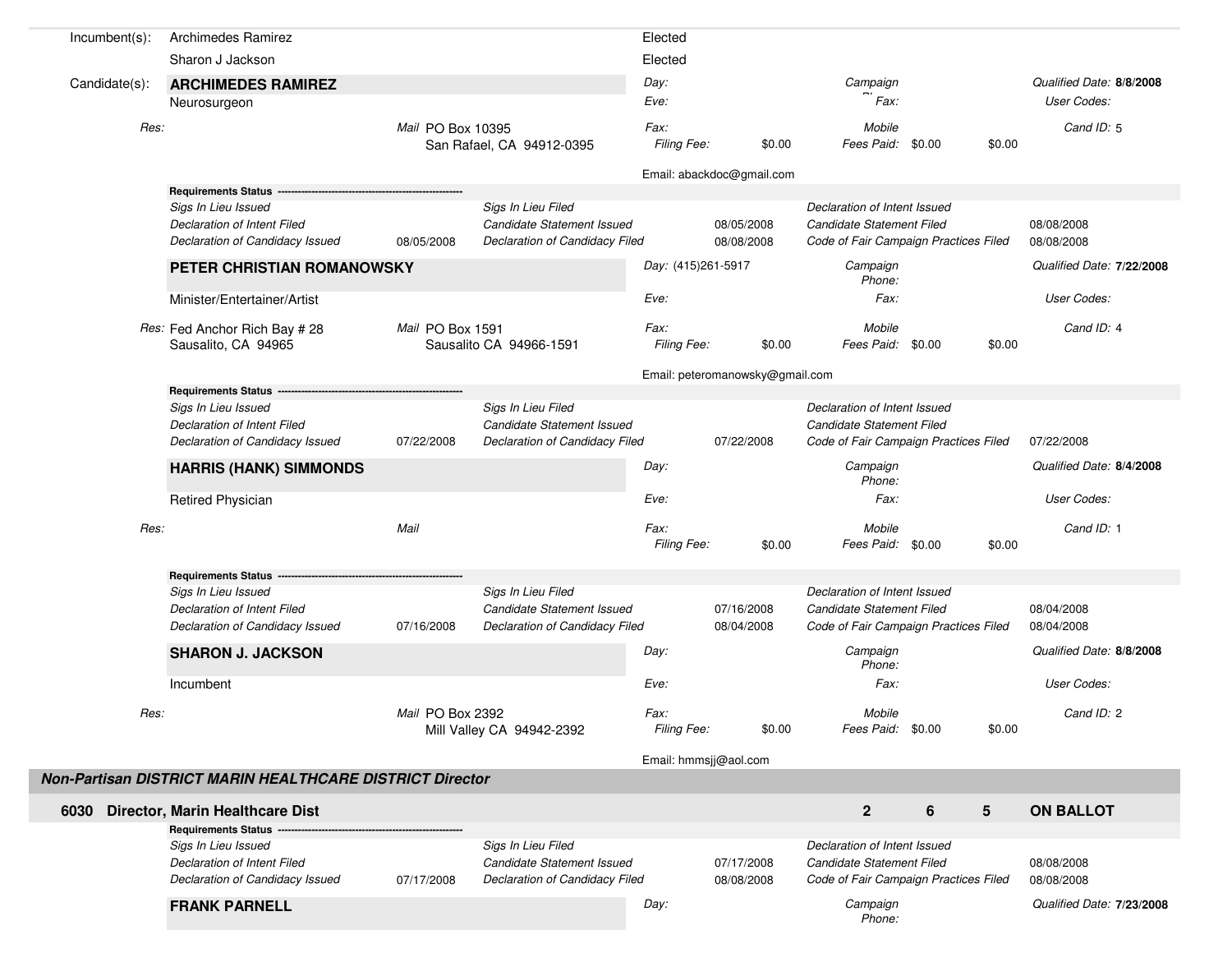Incumbent(s): Archimedes Ramirez — Elected

Sharon J Jackson — Elected

Candidate(s):

**ARCHIMEDES RAMIREZ**

Neurosurgeon

| | | | |
|---|---|---|---|
| Day: | Campaign Phone: | Qualified Date: **8/8/2008** | |
| Eve: | Fax: | User Codes: | |
| Fax: | Mobile | Cand ID: 5 | |
| Filing Fee: $0.00 | Fees Paid: $0.00 | $0.00 | |

Res:

Mail PO Box 10395
San Rafael, CA 94912-0395

Email: abackdoc@gmail.com

**Requirements Status** ---------------------------------------------------

| | | | | | |
|---|---|---|---|---|---|
| *Sigs In Lieu Issued* | | *Sigs In Lieu Filed* | | *Declaration of Intent Issued* | |
| *Declaration of Intent Filed* | | *Candidate Statement Issued* | 08/05/2008 | *Candidate Statement Filed* | 08/08/2008 |
| *Declaration of Candidacy Issued* | 08/05/2008 | *Declaration of Candidacy Filed* | 08/08/2008 | *Code of Fair Campaign Practices Filed* | 08/08/2008 |

**PETER CHRISTIAN ROMANOWSKY**

Minister/Entertainer/Artist

| | | | |
|---|---|---|---|
| Day: (415)261-5917 | Campaign Phone: | Qualified Date: **7/22/2008** | |
| Eve: | Fax: | User Codes: | |
| Fax: | Mobile | Cand ID: 4 | |
| Filing Fee: $0.00 | Fees Paid: $0.00 | $0.00 | |

Res: Fed Anchor Rich Bay # 28
Sausalito, CA 94965

Mail PO Box 1591
Sausalito CA 94966-1591

Email: peteromanowsky@gmail.com

**Requirements Status** ---------------------------------------------------

| | | | | | |
|---|---|---|---|---|---|
| *Sigs In Lieu Issued* | | *Sigs In Lieu Filed* | | *Declaration of Intent Issued* | |
| *Declaration of Intent Filed* | | *Candidate Statement Issued* | | *Candidate Statement Filed* | |
| *Declaration of Candidacy Issued* | 07/22/2008 | *Declaration of Candidacy Filed* | 07/22/2008 | *Code of Fair Campaign Practices Filed* | 07/22/2008 |

**HARRIS (HANK) SIMMONDS**

Retired Physician

| | | | |
|---|---|---|---|
| Day: | Campaign Phone: | Qualified Date: **8/4/2008** | |
| Eve: | Fax: | User Codes: | |
| Fax: | Mobile | Cand ID: 1 | |
| Filing Fee: $0.00 | Fees Paid: $0.00 | $0.00 | |

Res:

Mail

**Requirements Status** ---------------------------------------------------

| | | | | | |
|---|---|---|---|---|---|
| *Sigs In Lieu Issued* | | *Sigs In Lieu Filed* | | *Declaration of Intent Issued* | |
| *Declaration of Intent Filed* | | *Candidate Statement Issued* | 07/16/2008 | *Candidate Statement Filed* | 08/04/2008 |
| *Declaration of Candidacy Issued* | 07/16/2008 | *Declaration of Candidacy Filed* | 08/04/2008 | *Code of Fair Campaign Practices Filed* | 08/04/2008 |

**SHARON J. JACKSON**

Incumbent

| | | | |
|---|---|---|---|
| Day: | Campaign Phone: | Qualified Date: **8/8/2008** | |
| Eve: | Fax: | User Codes: | |
| Fax: | Mobile | Cand ID: 2 | |
| Filing Fee: $0.00 | Fees Paid: $0.00 | $0.00 | |

Res:

Mail PO Box 2392
Mill Valley CA 94942-2392

Email: hmmsjj@aol.com

## *Non-Partisan DISTRICT MARIN HEALTHCARE DISTRICT Director*

**6030 Director, Marin Healthcare Dist** — **2** **6** **5** **ON BALLOT**

**Requirements Status** ---------------------------------------------------

| | | | | | |
|---|---|---|---|---|---|
| *Sigs In Lieu Issued* | | *Sigs In Lieu Filed* | | *Declaration of Intent Issued* | |
| *Declaration of Intent Filed* | | *Candidate Statement Issued* | 07/17/2008 | *Candidate Statement Filed* | 08/08/2008 |
| *Declaration of Candidacy Issued* | 07/17/2008 | *Declaration of Candidacy Filed* | 08/08/2008 | *Code of Fair Campaign Practices Filed* | 08/08/2008 |

**FRANK PARNELL**

| | | |
|---|---|---|
| Day: | Campaign Phone: | Qualified Date: **7/23/2008** |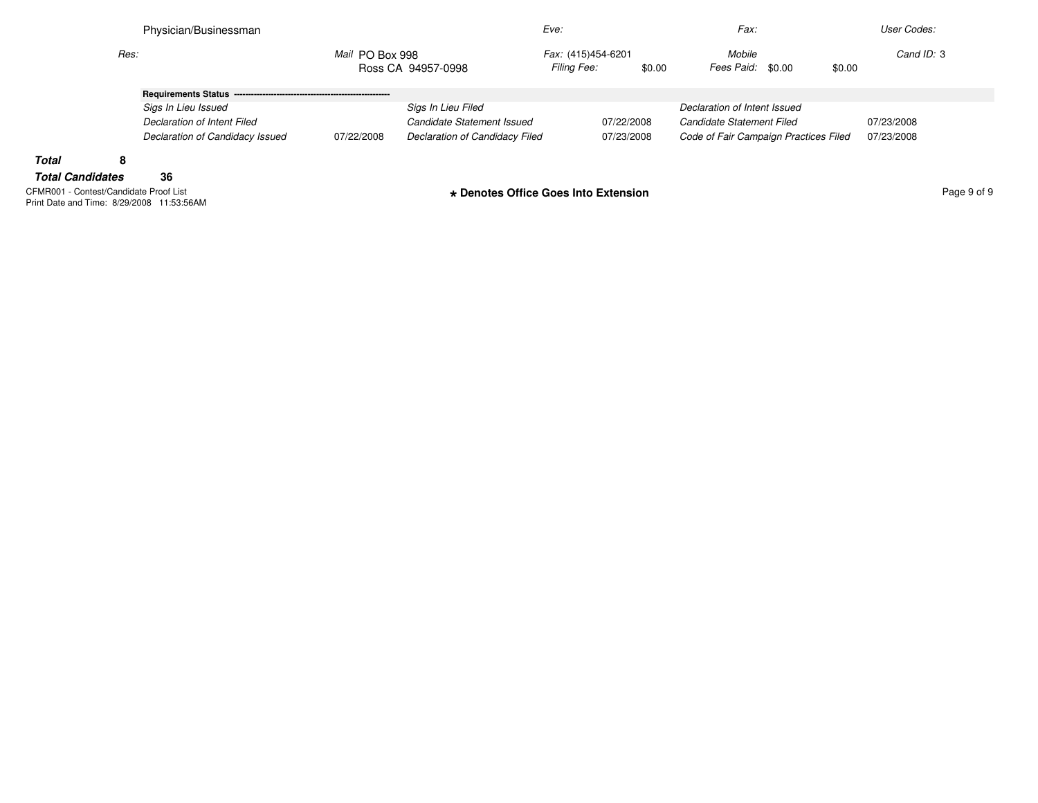Physician/Businessman

| | | | | | |
|---|---|---|---|---|---|
| *Res:* | *Mail* PO Box 998<br>Ross CA 94957-0998 | *Eve:* | *Fax:* | *Fax:* (415)454-6201 | *User Codes:* |
| | | *Filing Fee:* $0.00 | *Mobile* | *Fees Paid:* $0.00 $0.00 | *Cand ID:* 3 |

**Requirements Status**

| | | | | | |
|---|---|---|---|---|---|
| *Sigs In Lieu Issued* | | *Sigs In Lieu Filed* | | *Declaration of Intent Issued* | |
| *Declaration of Intent Filed* | | *Candidate Statement Issued* | 07/22/2008 | *Candidate Statement Filed* | 07/23/2008 |
| *Declaration of Candidacy Issued* | 07/22/2008 | *Declaration of Candidacy Filed* | 07/23/2008 | *Code of Fair Campaign Practices Filed* | 07/23/2008 |

***Total*** **8**

***Total Candidates*** **36**

CFMR001 - Contest/Candidate Proof List
Print Date and Time: 8/29/2008 11:53:56AM

**⋆ Denotes Office Goes Into Extension**